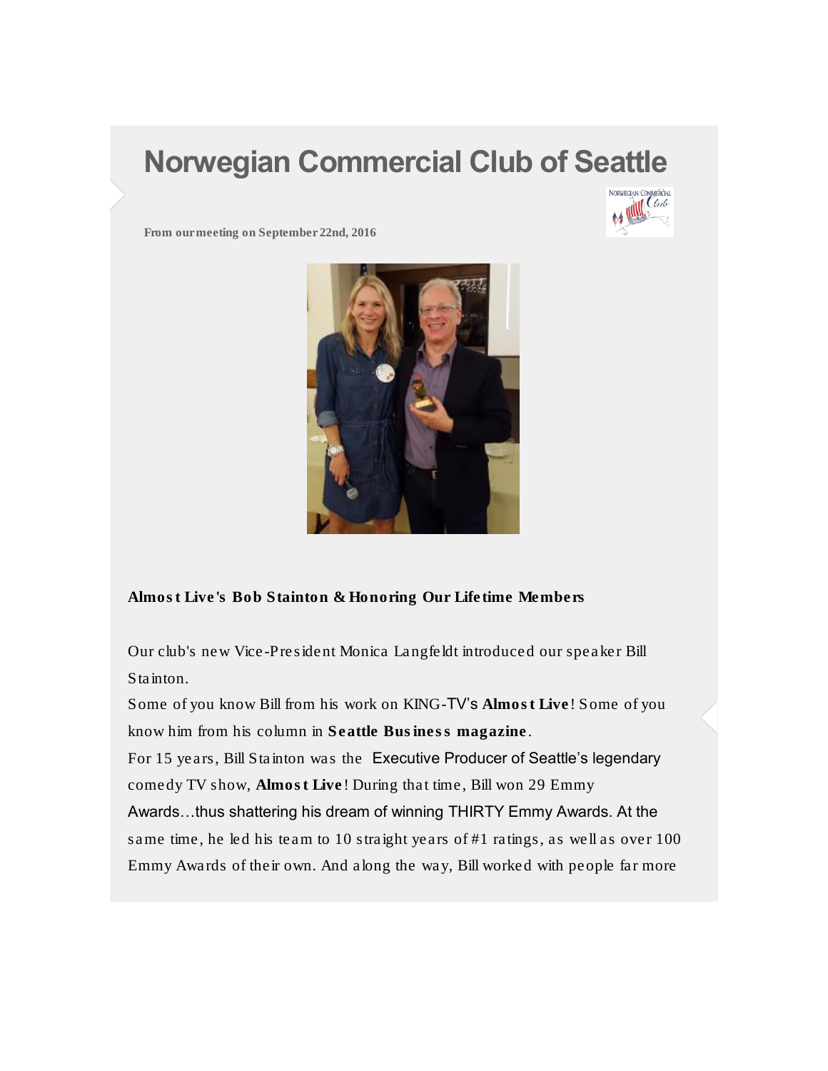# Norwegian Commercial Club of Seattle

**From our meeting on September 22nd, 2016**

**Almost Live's Bob Stainton & Honoring Our Lifetime Members**

Our club's new Vice-President Monica Langfeldt introduced our speaker Bill Stainton.

Some of you know Bill from his work on KING-TV's **Almost Live**! Some of you know him from his column in **Seattle Business magazine**.

For 15 years, Bill Stainton was the Executive Producer of Seattle's legendary comedy TV show, **Almost Live**! During that time, Bill won 29 Emmy Awards…thus shattering his dream of winning THIRTY Emmy Awards. At the same time, he led his team to 10 straight years of #1 ratings, as well as over 100 Emmy Awards of their own. And along the way, Bill worked with people far more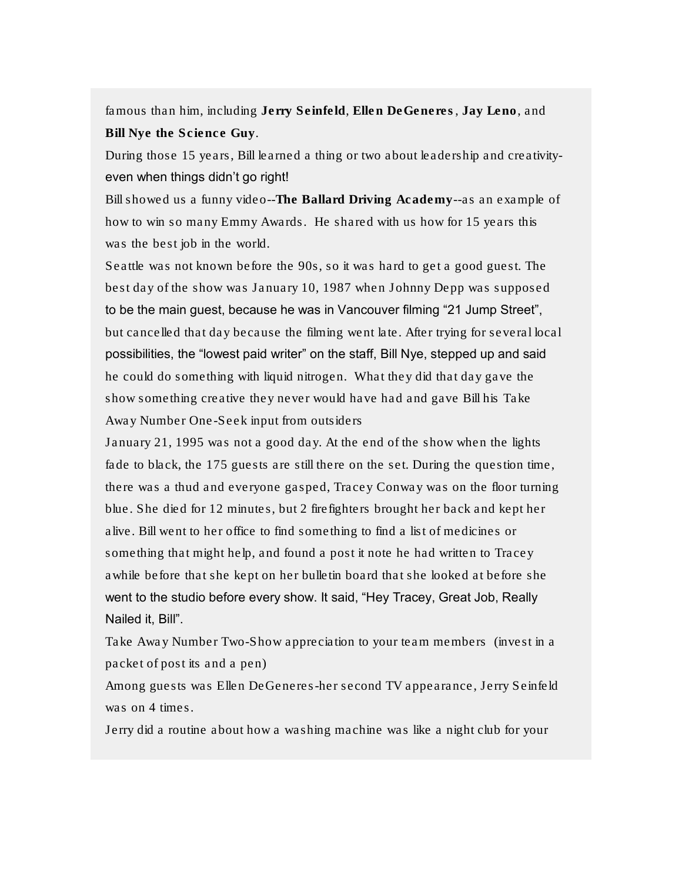famous than him, including **Jerry Seinfeld**, **Ellen DeGeneres**, **Jay Leno**, and **Bill Nye the Science Guy**.

During those 15 years, Bill learned a thing or two about leadership and creativity-even when things didn't go right!

Bill showed us a funny video--**The Ballard Driving Academy**--as an example of how to win so many Emmy Awards. He shared with us how for 15 years this was the best job in the world.

Seattle was not known before the 90s, so it was hard to get a good guest. The best day of the show was January 10, 1987 when Johnny Depp was supposed to be the main guest, because he was in Vancouver filming "21 Jump Street", but cancelled that day because the filming went late. After trying for several local possibilities, the "lowest paid writer" on the staff, Bill Nye, stepped up and said he could do something with liquid nitrogen. What they did that day gave the show something creative they never would have had and gave Bill his Take Away Number One-Seek input from outsiders

January 21, 1995 was not a good day. At the end of the show when the lights fade to black, the 175 guests are still there on the set. During the question time, there was a thud and everyone gasped, Tracey Conway was on the floor turning blue. She died for 12 minutes, but 2 firefighters brought her back and kept her alive. Bill went to her office to find something to find a list of medicines or something that might help, and found a post it note he had written to Tracey awhile before that she kept on her bulletin board that she looked at before she went to the studio before every show. It said, "Hey Tracey, Great Job, Really Nailed it, Bill".

Take Away Number Two-Show appreciation to your team members (invest in a packet of post its and a pen)

Among guests was Ellen DeGeneres-her second TV appearance, Jerry Seinfeld was on 4 times.

Jerry did a routine about how a washing machine was like a night club for your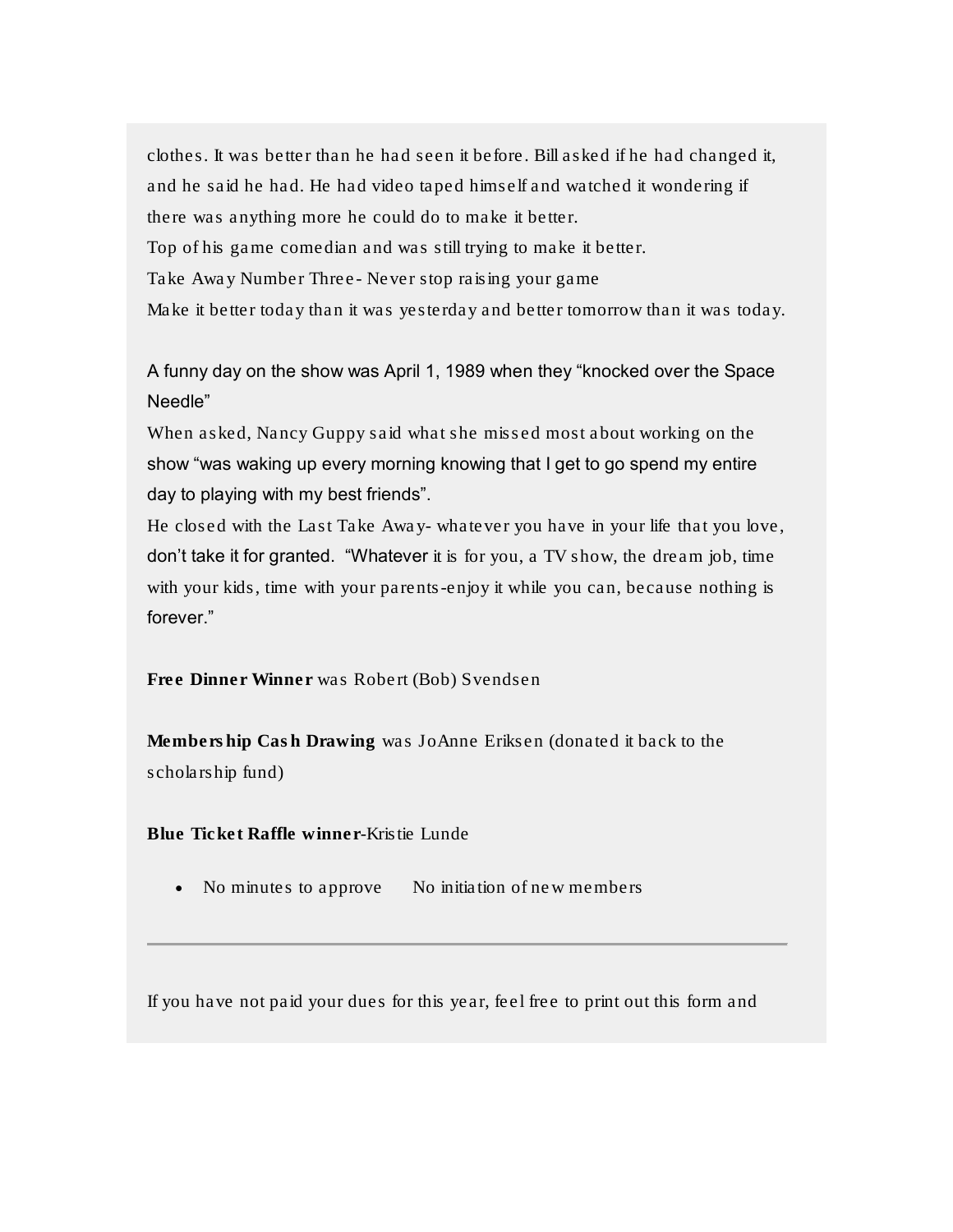clothes. It was better than he had seen it before. Bill asked if he had changed it, and he said he had. He had video taped himself and watched it wondering if there was anything more he could do to make it better.
Top of his game comedian and was still trying to make it better.
Take Away Number Three- Never stop raising your game
Make it better today than it was yesterday and better tomorrow than it was today.

A funny day on the show was April 1, 1989 when they "knocked over the Space Needle"
When asked, Nancy Guppy said what she missed most about working on the show "was waking up every morning knowing that I get to go spend my entire day to playing with my best friends".
He closed with the Last Take Away- whatever you have in your life that you love, don't take it for granted. "Whatever it is for you, a TV show, the dream job, time with your kids, time with your parents-enjoy it while you can, because nothing is forever."

**Free Dinner Winner** was Robert (Bob) Svendsen

**Membership Cash Drawing** was JoAnne Eriksen (donated it back to the scholarship fund)

**Blue Ticket Raffle winner**-Kristie Lunde

- No minutes to approve  No initiation of new members

---

If you have not paid your dues for this year, feel free to print out this form and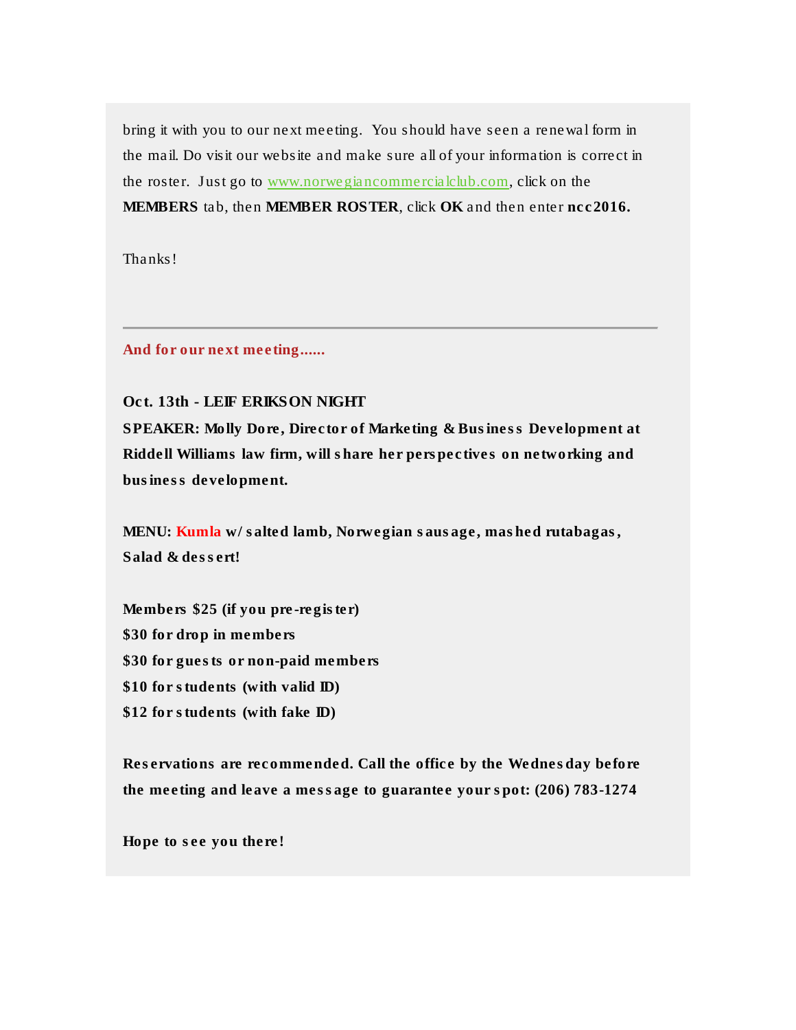bring it with you to our next meeting. You should have seen a renewal form in the mail. Do visit our website and make sure all of your information is correct in the roster. Just go to [www.norwegiancommercialclub.com](http://www.norwegiancommercialclub.com), click on the **MEMBERS** tab, then **MEMBER ROSTER**, click **OK** and then enter **ncc2016.**

Thanks!

---

**And for our next meeting......**

**Oct. 13th - LEIF ERIKSON NIGHT**
**SPEAKER: Molly Dore, Director of Marketing & Business Development at Riddell Williams law firm, will share her perspectives on networking and business development.**

**MENU: Kumla w/ salted lamb, Norwegian sausage, mashed rutabagas, Salad & dessert!**

**Members $25 (if you pre-register)**
**$30 for drop in members**
**$30 for guests or non-paid members**
**$10 for students (with valid ID)**
**$12 for students (with fake ID)**

**Reservations are recommended. Call the office by the Wednesday before the meeting and leave a message to guarantee your spot: (206) 783-1274**

**Hope to see you there!**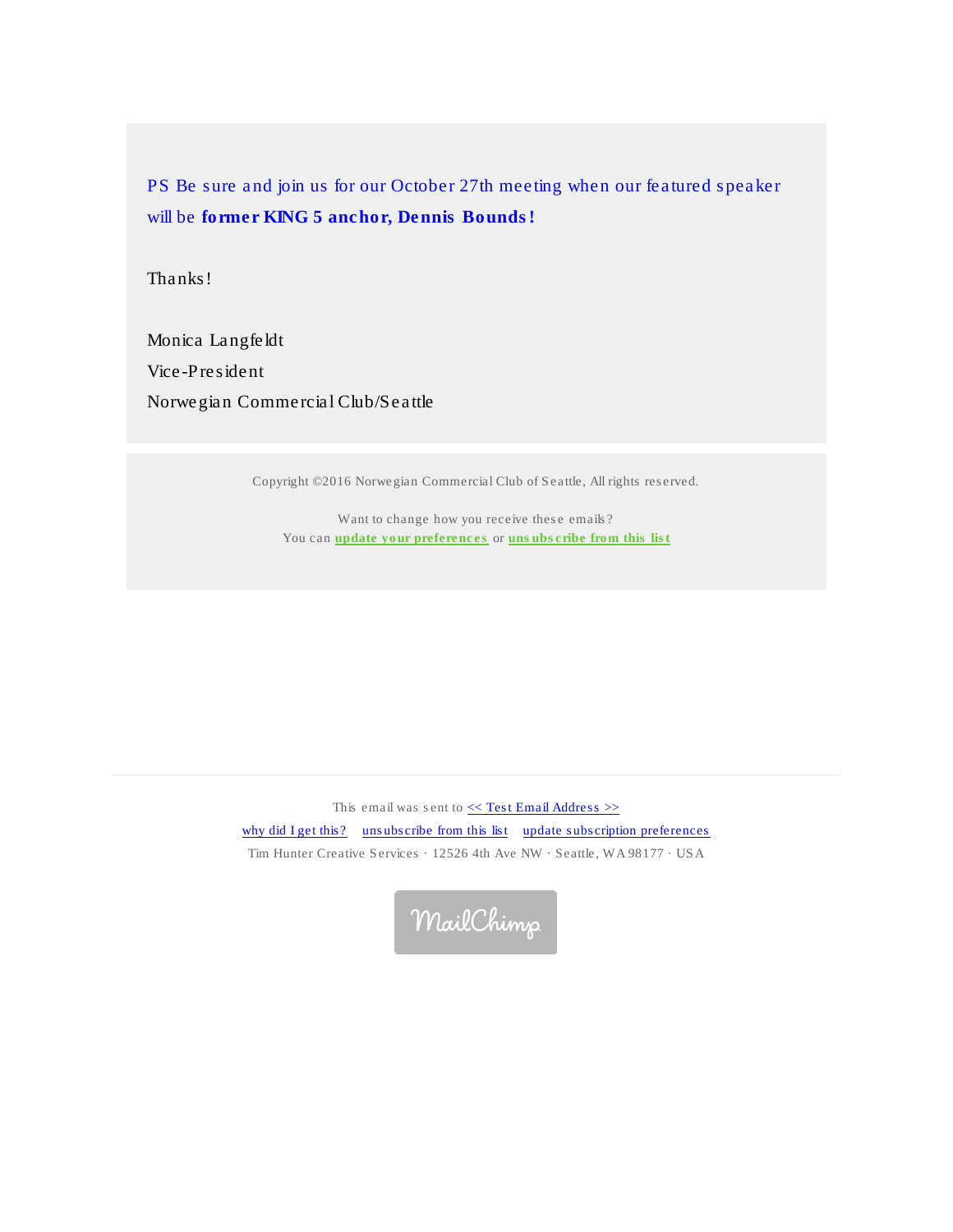PS Be sure and join us for our October 27th meeting when our featured speaker will be **former KING 5 anchor, Dennis Bounds!**

Thanks!

Monica Langfeldt
Vice-President
Norwegian Commercial Club/Seattle

Copyright ©2016 Norwegian Commercial Club of Seattle, All rights reserved.

Want to change how you receive these emails?
You can **update your preferences** or **unsubscribe from this list**

This email was sent to << Test Email Address >>
why did I get this? unsubscribe from this list update subscription preferences
Tim Hunter Creative Services · 12526 4th Ave NW · Seattle, WA 98177 · USA

MailChimp